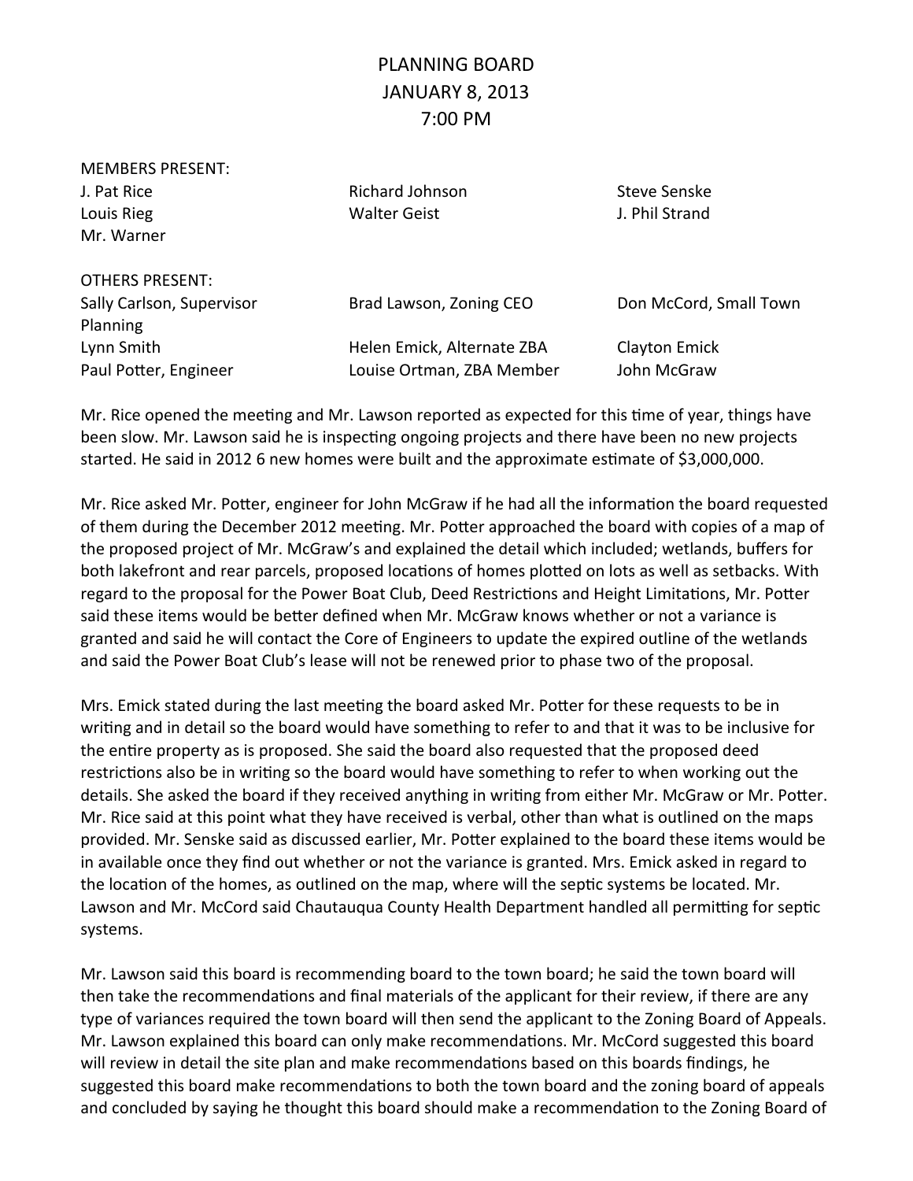# PLANNING BOARD
## JANUARY 8, 2013
## 7:00 PM

MEMBERS PRESENT:

| | | |
|---|---|---|
| J. Pat Rice | Richard Johnson | Steve Senske |
| Louis Rieg | Walter Geist | J. Phil Strand |
| Mr. Warner | | |

OTHERS PRESENT:

| | | |
|---|---|---|
| Sally Carlson, Supervisor | Brad Lawson, Zoning CEO | Don McCord, Small Town Planning |
| Lynn Smith | Helen Emick, Alternate ZBA | Clayton Emick |
| Paul Potter, Engineer | Louise Ortman, ZBA Member | John McGraw |

Mr. Rice opened the meeting and Mr. Lawson reported as expected for this time of year, things have been slow. Mr. Lawson said he is inspecting ongoing projects and there have been no new projects started. He said in 2012 6 new homes were built and the approximate estimate of $3,000,000.

Mr. Rice asked Mr. Potter, engineer for John McGraw if he had all the information the board requested of them during the December 2012 meeting. Mr. Potter approached the board with copies of a map of the proposed project of Mr. McGraw's and explained the detail which included; wetlands, buffers for both lakefront and rear parcels, proposed locations of homes plotted on lots as well as setbacks. With regard to the proposal for the Power Boat Club, Deed Restrictions and Height Limitations, Mr. Potter said these items would be better defined when Mr. McGraw knows whether or not a variance is granted and said he will contact the Core of Engineers to update the expired outline of the wetlands and said the Power Boat Club's lease will not be renewed prior to phase two of the proposal.

Mrs. Emick stated during the last meeting the board asked Mr. Potter for these requests to be in writing and in detail so the board would have something to refer to and that it was to be inclusive for the entire property as is proposed. She said the board also requested that the proposed deed restrictions also be in writing so the board would have something to refer to when working out the details. She asked the board if they received anything in writing from either Mr. McGraw or Mr. Potter. Mr. Rice said at this point what they have received is verbal, other than what is outlined on the maps provided. Mr. Senske said as discussed earlier, Mr. Potter explained to the board these items would be in available once they find out whether or not the variance is granted. Mrs. Emick asked in regard to the location of the homes, as outlined on the map, where will the septic systems be located. Mr. Lawson and Mr. McCord said Chautauqua County Health Department handled all permitting for septic systems.

Mr. Lawson said this board is recommending board to the town board; he said the town board will then take the recommendations and final materials of the applicant for their review, if there are any type of variances required the town board will then send the applicant to the Zoning Board of Appeals. Mr. Lawson explained this board can only make recommendations. Mr. McCord suggested this board will review in detail the site plan and make recommendations based on this boards findings, he suggested this board make recommendations to both the town board and the zoning board of appeals and concluded by saying he thought this board should make a recommendation to the Zoning Board of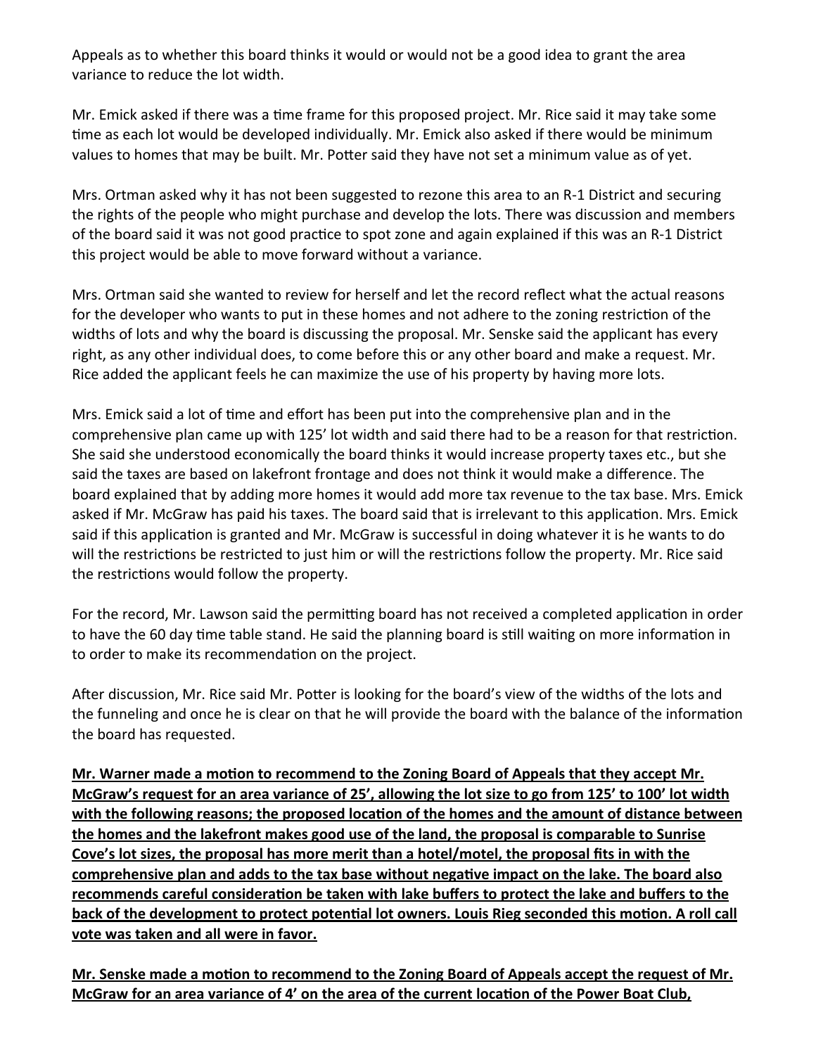Appeals as to whether this board thinks it would or would not be a good idea to grant the area variance to reduce the lot width.

Mr. Emick asked if there was a time frame for this proposed project. Mr. Rice said it may take some time as each lot would be developed individually. Mr. Emick also asked if there would be minimum values to homes that may be built. Mr. Potter said they have not set a minimum value as of yet.

Mrs. Ortman asked why it has not been suggested to rezone this area to an R-1 District and securing the rights of the people who might purchase and develop the lots. There was discussion and members of the board said it was not good practice to spot zone and again explained if this was an R-1 District this project would be able to move forward without a variance.

Mrs. Ortman said she wanted to review for herself and let the record reflect what the actual reasons for the developer who wants to put in these homes and not adhere to the zoning restriction of the widths of lots and why the board is discussing the proposal. Mr. Senske said the applicant has every right, as any other individual does, to come before this or any other board and make a request. Mr. Rice added the applicant feels he can maximize the use of his property by having more lots.

Mrs. Emick said a lot of time and effort has been put into the comprehensive plan and in the comprehensive plan came up with 125' lot width and said there had to be a reason for that restriction. She said she understood economically the board thinks it would increase property taxes etc., but she said the taxes are based on lakefront frontage and does not think it would make a difference. The board explained that by adding more homes it would add more tax revenue to the tax base. Mrs. Emick asked if Mr. McGraw has paid his taxes. The board said that is irrelevant to this application. Mrs. Emick said if this application is granted and Mr. McGraw is successful in doing whatever it is he wants to do will the restrictions be restricted to just him or will the restrictions follow the property. Mr. Rice said the restrictions would follow the property.

For the record, Mr. Lawson said the permitting board has not received a completed application in order to have the 60 day time table stand. He said the planning board is still waiting on more information in to order to make its recommendation on the project.

After discussion, Mr. Rice said Mr. Potter is looking for the board's view of the widths of the lots and the funneling and once he is clear on that he will provide the board with the balance of the information the board has requested.

**Mr. Warner made a motion to recommend to the Zoning Board of Appeals that they accept Mr. McGraw's request for an area variance of 25', allowing the lot size to go from 125' to 100' lot width with the following reasons; the proposed location of the homes and the amount of distance between the homes and the lakefront makes good use of the land, the proposal is comparable to Sunrise Cove's lot sizes, the proposal has more merit than a hotel/motel, the proposal fits in with the comprehensive plan and adds to the tax base without negative impact on the lake. The board also recommends careful consideration be taken with lake buffers to protect the lake and buffers to the back of the development to protect potential lot owners. Louis Rieg seconded this motion. A roll call vote was taken and all were in favor.**

**Mr. Senske made a motion to recommend to the Zoning Board of Appeals accept the request of Mr. McGraw for an area variance of 4' on the area of the current location of the Power Boat Club,**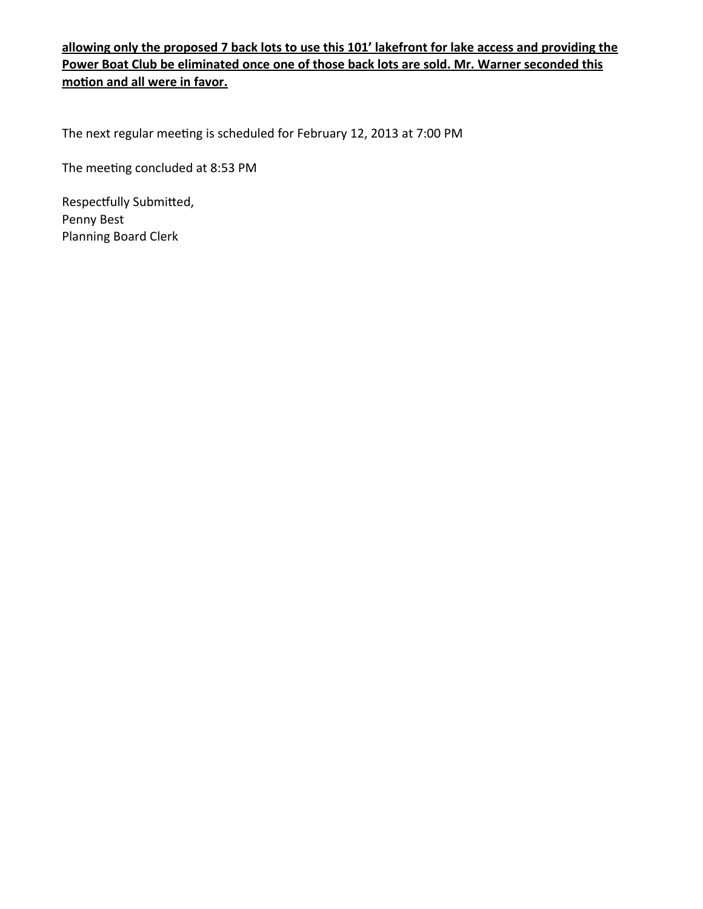**<u>allowing only the proposed 7 back lots to use this 101' lakefront for lake access and providing the Power Boat Club be eliminated once one of those back lots are sold. Mr. Warner seconded this motion and all were in favor.</u>**

The next regular meeting is scheduled for February 12, 2013 at 7:00 PM

The meeting concluded at 8:53 PM

Respectfully Submitted,
Penny Best
Planning Board Clerk